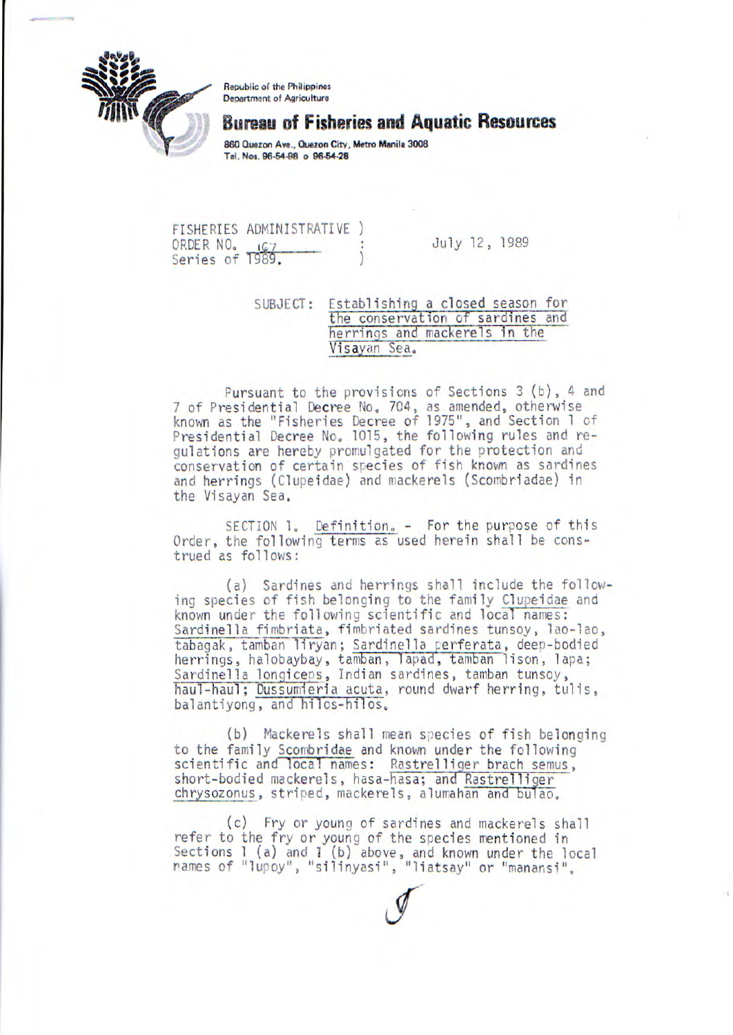Republic of the Philippines
Department of Agriculture

# Bureau of Fisheries and Aquatic Resources

860 Quezon Ave., Quezon City, Metro Manila 3008
Tel. Nos. 96-54-88 o 96-54-28

FISHERIES ADMINISTRATIVE ORDER NO. 167
Series of 1989.

July 12, 1989

SUBJECT: Establishing a closed season for the conservation of sardines and herrings and mackerels in the Visayan Sea.

Pursuant to the provisions of Sections 3 (b), 4 and 7 of Presidential Decree No. 704, as amended, otherwise known as the "Fisheries Decree of 1975", and Section 1 of Presidential Decree No. 1015, the following rules and regulations are hereby promulgated for the protection and conservation of certain species of fish known as sardines and herrings (Clupeidae) and mackerels (Scombriadae) in the Visayan Sea.

SECTION 1. Definition. - For the purpose of this Order, the following terms as used herein shall be construed as follows:

(a) Sardines and herrings shall include the following species of fish belonging to the family Clupeidae and known under the following scientific and local names: Sardinella fimbriata, fimbriated sardines tunsoy, lao-lao, tabagak, tamban liryan; Sardinella perferata, deep-bodied herrings, halobaybay, tamban, lapad, tamban lison, lapa; Sardinella longiceps, Indian sardines, tamban tunsoy, haul-haul; Dussumieria acuta, round dwarf herring, tulis, balantiyong, and hilos-hilos.

(b) Mackerels shall mean species of fish belonging to the family Scombridae and known under the following scientific and local names: Rastrelliger brach semus, short-bodied mackerels, hasa-hasa; and Rastrelliger chrysozonus, striped, mackerels, alumahan and bulao.

(c) Fry or young of sardines and mackerels shall refer to the fry or young of the species mentioned in Sections 1 (a) and 1 (b) above, and known under the local names of "lupoy", "silinyasi", "liatsay" or "manansi".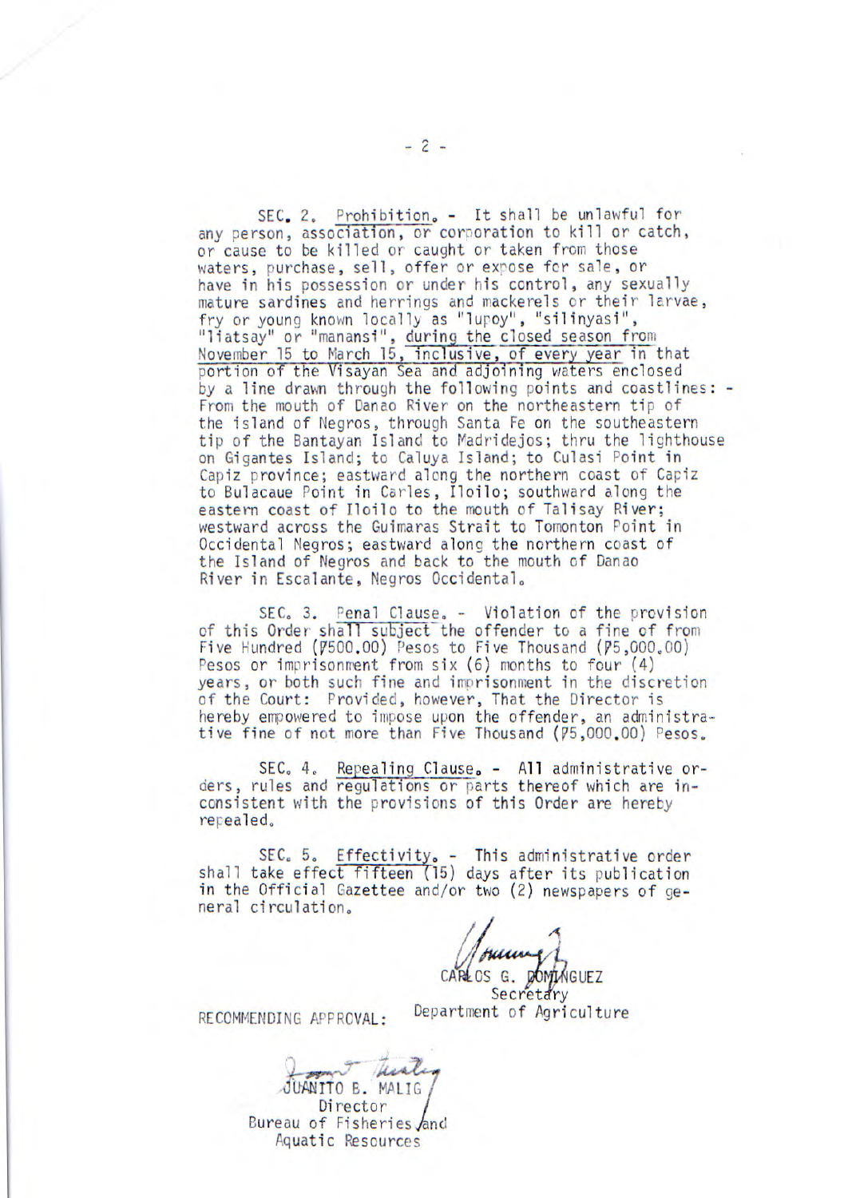SEC. 2. Prohibition. - It shall be unlawful for any person, association, or corporation to kill or catch, or cause to be killed or caught or taken from those waters, purchase, sell, offer or expose for sale, or have in his possession or under his control, any sexually mature sardines and herrings and mackerels or their larvae, fry or young known locally as "lupoy", "silinyasi", "liatsay" or "manansi", during the closed season from November 15 to March 15, inclusive, of every year in that portion of the Visayan Sea and adjoining waters enclosed by a line drawn through the following points and coastlines: - From the mouth of Danao River on the northeastern tip of the island of Negros, through Santa Fe on the southeastern tip of the Bantayan Island to Madridejos; thru the lighthouse on Gigantes Island; to Caluya Island; to Culasi Point in Capiz province; eastward along the northern coast of Capiz to Bulacaue Point in Carles, Iloilo; southward along the eastern coast of Iloilo to the mouth of Talisay River; westward across the Guimaras Strait to Tomonton Point in Occidental Negros; eastward along the northern coast of the Island of Negros and back to the mouth of Danao River in Escalante, Negros Occidental.

SEC. 3. Penal Clause. - Violation of the provision of this Order shall subject the offender to a fine of from Five Hundred (₱500.00) Pesos to Five Thousand (₱5,000.00) Pesos or imprisonment from six (6) months to four (4) years, or both such fine and imprisonment in the discretion of the Court: Provided, however, That the Director is hereby empowered to impose upon the offender, an administrative fine of not more than Five Thousand (₱5,000.00) Pesos.

SEC. 4. Repealing Clause. - All administrative orders, rules and regulations or parts thereof which are inconsistent with the provisions of this Order are hereby repealed.

SEC. 5. Effectivity. - This administrative order shall take effect fifteen (15) days after its publication in the Official Gazettee and/or two (2) newspapers of general circulation.

CARLOS G. DOMINGUEZ
Secretary
Department of Agriculture

RECOMMENDING APPROVAL:

JUANITO B. MALIG
Director
Bureau of Fisheries and Aquatic Resources